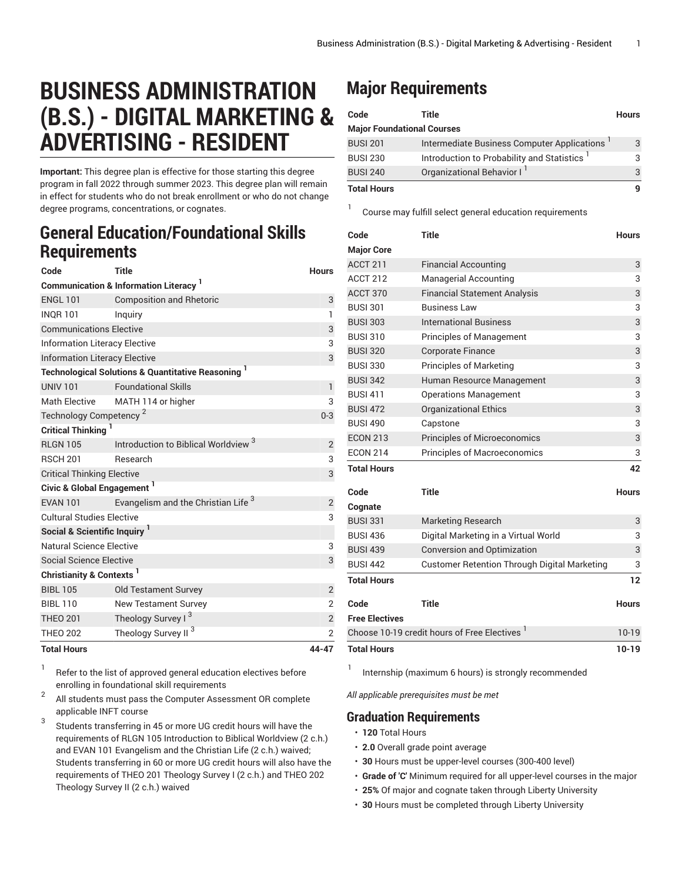# BUSINESS ADMINISTRATION (B.S.) - DIGITAL MARKETING & ADVERTISING - RESIDENT

**Important:** This degree plan is effective for those starting this degree program in fall 2022 through summer 2023. This degree plan will remain in effect for students who do not break enrollment or who do not change degree programs, concentrations, or cognates.

## General Education/Foundational Skills Requirements

| Code | Title | Hours |
|---|---|---|
| **Communication & Information Literacy** [1] | | |
| ENGL 101 | Composition and Rhetoric | 3 |
| INQR 101 | Inquiry | 1 |
| Communications Elective | | 3 |
| Information Literacy Elective | | 3 |
| Information Literacy Elective | | 3 |
| **Technological Solutions & Quantitative Reasoning** [1] | | |
| UNIV 101 | Foundational Skills | 1 |
| Math Elective | MATH 114 or higher | 3 |
| Technology Competency [2] | | 0-3 |
| **Critical Thinking** [1] | | |
| RLGN 105 | Introduction to Biblical Worldview [3] | 2 |
| RSCH 201 | Research | 3 |
| Critical Thinking Elective | | 3 |
| **Civic & Global Engagement** [1] | | |
| EVAN 101 | Evangelism and the Christian Life [3] | 2 |
| Cultural Studies Elective | | 3 |
| **Social & Scientific Inquiry** [1] | | |
| Natural Science Elective | | 3 |
| Social Science Elective | | 3 |
| **Christianity & Contexts** [1] | | |
| BIBL 105 | Old Testament Survey | 2 |
| BIBL 110 | New Testament Survey | 2 |
| THEO 201 | Theology Survey I [3] | 2 |
| THEO 202 | Theology Survey II [3] | 2 |
| **Total Hours** | | **44-47** |

1. Refer to the list of approved general education electives before enrolling in foundational skill requirements
2. All students must pass the Computer Assessment OR complete applicable INFT course
3. Students transferring in 45 or more UG credit hours will have the requirements of RLGN 105 Introduction to Biblical Worldview (2 c.h.) and EVAN 101 Evangelism and the Christian Life (2 c.h.) waived; Students transferring in 60 or more UG credit hours will also have the requirements of THEO 201 Theology Survey I (2 c.h.) and THEO 202 Theology Survey II (2 c.h.) waived

## Major Requirements

| Code | Title | Hours |
|---|---|---|
| **Major Foundational Courses** | | |
| BUSI 201 | Intermediate Business Computer Applications [1] | 3 |
| BUSI 230 | Introduction to Probability and Statistics [1] | 3 |
| BUSI 240 | Organizational Behavior I [1] | 3 |
| **Total Hours** | | **9** |

1. Course may fulfill select general education requirements

| Code | Title | Hours |
|---|---|---|
| **Major Core** | | |
| ACCT 211 | Financial Accounting | 3 |
| ACCT 212 | Managerial Accounting | 3 |
| ACCT 370 | Financial Statement Analysis | 3 |
| BUSI 301 | Business Law | 3 |
| BUSI 303 | International Business | 3 |
| BUSI 310 | Principles of Management | 3 |
| BUSI 320 | Corporate Finance | 3 |
| BUSI 330 | Principles of Marketing | 3 |
| BUSI 342 | Human Resource Management | 3 |
| BUSI 411 | Operations Management | 3 |
| BUSI 472 | Organizational Ethics | 3 |
| BUSI 490 | Capstone | 3 |
| ECON 213 | Principles of Microeconomics | 3 |
| ECON 214 | Principles of Macroeconomics | 3 |
| **Total Hours** | | **42** |

| Code | Title | Hours |
|---|---|---|
| **Cognate** | | |
| BUSI 331 | Marketing Research | 3 |
| BUSI 436 | Digital Marketing in a Virtual World | 3 |
| BUSI 439 | Conversion and Optimization | 3 |
| BUSI 442 | Customer Retention Through Digital Marketing | 3 |
| **Total Hours** | | **12** |

| Code | Title | Hours |
|---|---|---|
| **Free Electives** | | |
| Choose 10-19 credit hours of Free Electives [1] | | 10-19 |
| **Total Hours** | | **10-19** |

1. Internship (maximum 6 hours) is strongly recommended

*All applicable prerequisites must be met*

### Graduation Requirements

- **120** Total Hours
- **2.0** Overall grade point average
- **30** Hours must be upper-level courses (300-400 level)
- **Grade of 'C'** Minimum required for all upper-level courses in the major
- **25%** Of major and cognate taken through Liberty University
- **30** Hours must be completed through Liberty University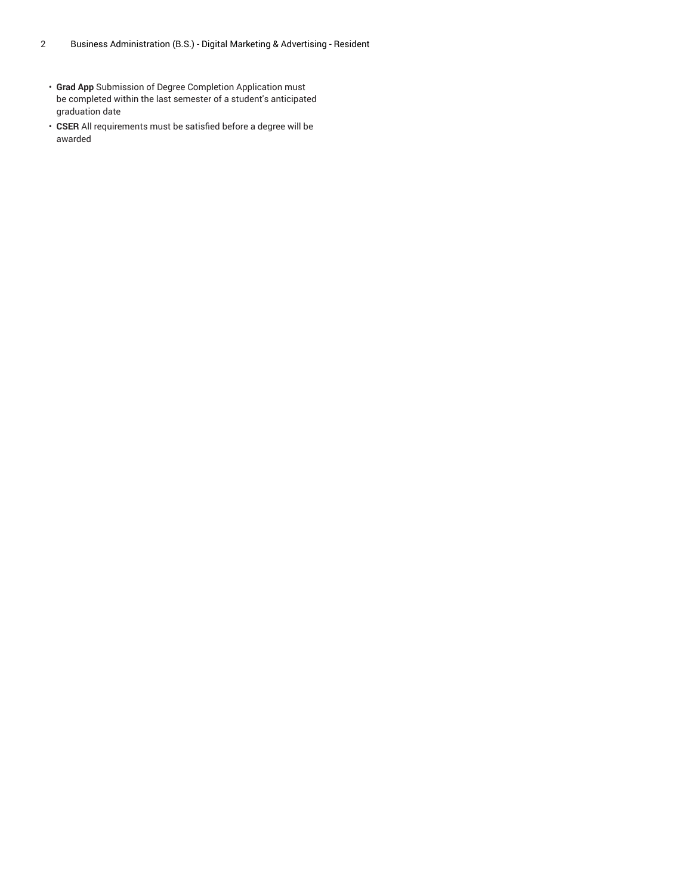- **Grad App** Submission of Degree Completion Application must be completed within the last semester of a student's anticipated graduation date
- **CSER** All requirements must be satisfied before a degree will be awarded